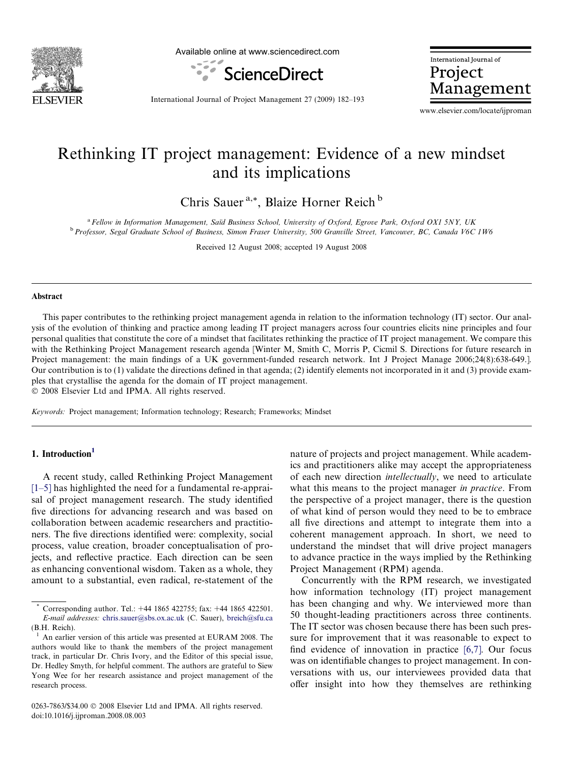# Rethinking IT project management: Evidence of a new mindset and its implications

Chris Sauer [a,*], Blaize Horner Reich [b]

[a] *Fellow in Information Management, Saïd Business School, University of Oxford, Egrove Park, Oxford OX1 5NY, UK*
[b] *Professor, Segal Graduate School of Business, Simon Fraser University, 500 Granville Street, Vancouver, BC, Canada V6C 1W6*

Received 12 August 2008; accepted 19 August 2008

## Abstract

This paper contributes to the rethinking project management agenda in relation to the information technology (IT) sector. Our analysis of the evolution of thinking and practice among leading IT project managers across four countries elicits nine principles and four personal qualities that constitute the core of a mindset that facilitates rethinking the practice of IT project management. We compare this with the Rethinking Project Management research agenda [Winter M, Smith C, Morris P, Cicmil S. Directions for future research in Project management: the main findings of a UK government-funded research network. Int J Project Manage 2006;24(8):638-649.]. Our contribution is to (1) validate the directions defined in that agenda; (2) identify elements not incorporated in it and (3) provide examples that crystallise the agenda for the domain of IT project management.
© 2008 Elsevier Ltd and IPMA. All rights reserved.

*Keywords:* Project management; Information technology; Research; Frameworks; Mindset

## 1. Introduction[1]

A recent study, called Rethinking Project Management [1–5] has highlighted the need for a fundamental re-appraisal of project management research. The study identified five directions for advancing research and was based on collaboration between academic researchers and practitioners. The five directions identified were: complexity, social process, value creation, broader conceptualisation of projects, and reflective practice. Each direction can be seen as enhancing conventional wisdom. Taken as a whole, they amount to a substantial, even radical, re-statement of the nature of projects and project management. While academics and practitioners alike may accept the appropriateness of each new direction *intellectually*, we need to articulate what this means to the project manager *in practice*. From the perspective of a project manager, there is the question of what kind of person would they need to be to embrace all five directions and attempt to integrate them into a coherent management approach. In short, we need to understand the mindset that will drive project managers to advance practice in the ways implied by the Rethinking Project Management (RPM) agenda.

Concurrently with the RPM research, we investigated how information technology (IT) project management has been changing and why. We interviewed more than 50 thought-leading practitioners across three continents. The IT sector was chosen because there has been such pressure for improvement that it was reasonable to expect to find evidence of innovation in practice [6,7]. Our focus was on identifiable changes to project management. In conversations with us, our interviewees provided data that offer insight into how they themselves are rethinking

---

* Corresponding author. Tel.: +44 1865 422755; fax: +44 1865 422501. *E-mail addresses:* chris.sauer@sbs.ox.ac.uk (C. Sauer), breich@sfu.ca (B.H. Reich).

[1] An earlier version of this article was presented at EURAM 2008. The authors would like to thank the members of the project management track, in particular Dr. Chris Ivory, and the Editor of this special issue, Dr. Hedley Smyth, for helpful comment. The authors are grateful to Siew Yong Wee for her research assistance and project management of the research process.

0263-7863/$34.00 © 2008 Elsevier Ltd and IPMA. All rights reserved.
doi:10.1016/j.ijproman.2008.08.003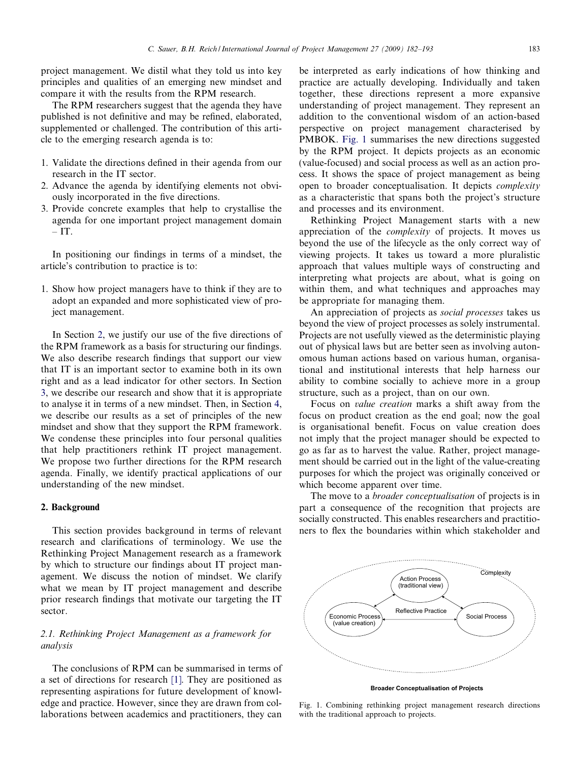project management. We distil what they told us into key principles and qualities of an emerging new mindset and compare it with the results from the RPM research.

The RPM researchers suggest that the agenda they have published is not definitive and may be refined, elaborated, supplemented or challenged. The contribution of this article to the emerging research agenda is to:

1. Validate the directions defined in their agenda from our research in the IT sector.
2. Advance the agenda by identifying elements not obviously incorporated in the five directions.
3. Provide concrete examples that help to crystallise the agenda for one important project management domain – IT.

In positioning our findings in terms of a mindset, the article's contribution to practice is to:

1. Show how project managers have to think if they are to adopt an expanded and more sophisticated view of project management.

In Section 2, we justify our use of the five directions of the RPM framework as a basis for structuring our findings. We also describe research findings that support our view that IT is an important sector to examine both in its own right and as a lead indicator for other sectors. In Section 3, we describe our research and show that it is appropriate to analyse it in terms of a new mindset. Then, in Section 4, we describe our results as a set of principles of the new mindset and show that they support the RPM framework. We condense these principles into four personal qualities that help practitioners rethink IT project management. We propose two further directions for the RPM research agenda. Finally, we identify practical applications of our understanding of the new mindset.

## 2. Background

This section provides background in terms of relevant research and clarifications of terminology. We use the Rethinking Project Management research as a framework by which to structure our findings about IT project management. We discuss the notion of mindset. We clarify what we mean by IT project management and describe prior research findings that motivate our targeting the IT sector.

### 2.1. Rethinking Project Management as a framework for analysis

The conclusions of RPM can be summarised in terms of a set of directions for research [1]. They are positioned as representing aspirations for future development of knowledge and practice. However, since they are drawn from collaborations between academics and practitioners, they can be interpreted as early indications of how thinking and practice are actually developing. Individually and taken together, these directions represent a more expansive understanding of project management. They represent an addition to the conventional wisdom of an action-based perspective on project management characterised by PMBOK. Fig. 1 summarises the new directions suggested by the RPM project. It depicts projects as an economic (value-focused) and social process as well as an action process. It shows the space of project management as being open to broader conceptualisation. It depicts *complexity* as a characteristic that spans both the project's structure and processes and its environment.

Rethinking Project Management starts with a new appreciation of the *complexity* of projects. It moves us beyond the use of the lifecycle as the only correct way of viewing projects. It takes us toward a more pluralistic approach that values multiple ways of constructing and interpreting what projects are about, what is going on within them, and what techniques and approaches may be appropriate for managing them.

An appreciation of projects as *social processes* takes us beyond the view of project processes as solely instrumental. Projects are not usefully viewed as the deterministic playing out of physical laws but are better seen as involving autonomous human actions based on various human, organisational and institutional interests that help harness our ability to combine socially to achieve more in a group structure, such as a project, than on our own.

Focus on *value creation* marks a shift away from the focus on product creation as the end goal; now the goal is organisational benefit. Focus on value creation does not imply that the project manager should be expected to go as far as to harvest the value. Rather, project management should be carried out in the light of the value-creating purposes for which the project was originally conceived or which become apparent over time.

The move to a *broader conceptualisation* of projects is in part a consequence of the recognition that projects are socially constructed. This enables researchers and practitioners to flex the boundaries within which stakeholder and

Complexity

Action Process (traditional view)

Reflective Practice

Economic Process (value creation)

Social Process

Broader Conceptualisation of Projects

Fig. 1. Combining rethinking project management research directions with the traditional approach to projects.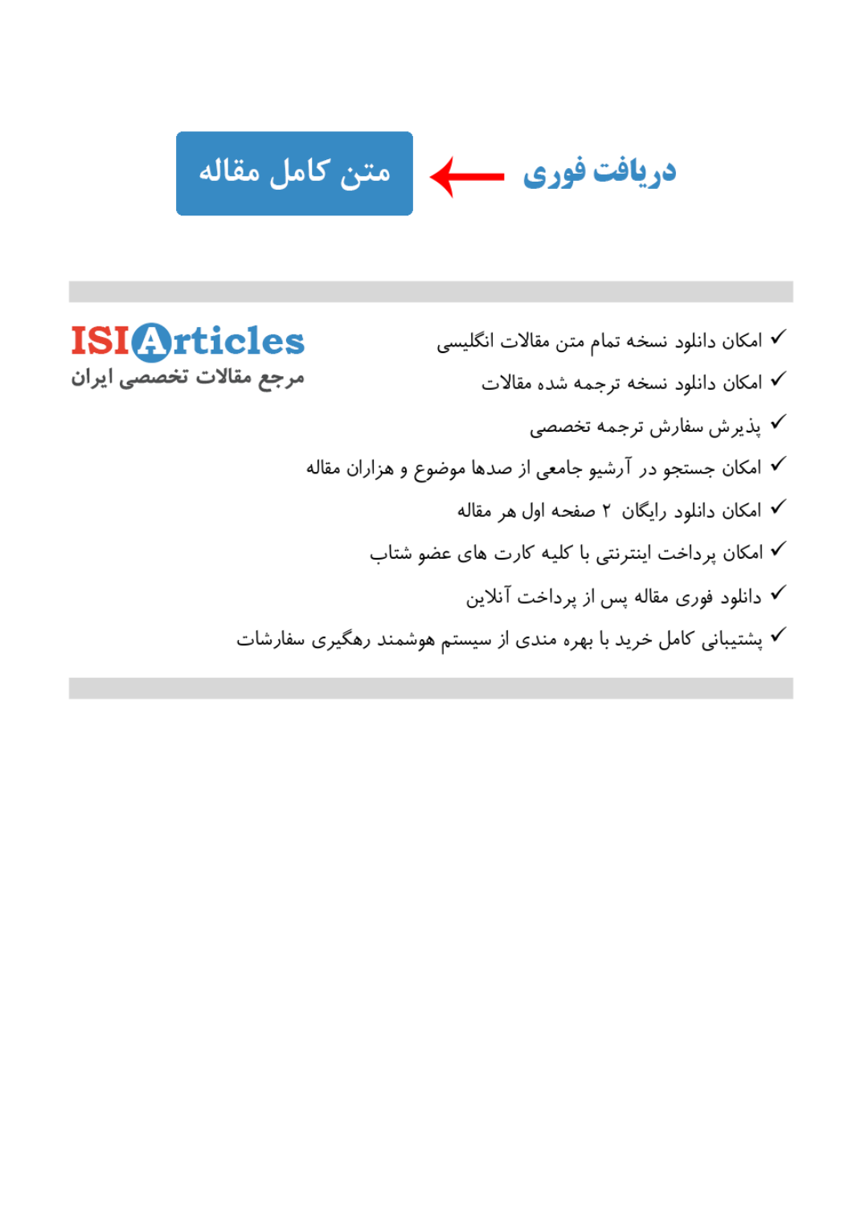دریافت فوری ← **متن کامل مقاله**

**ISIArticles**
مرجع مقالات تخصصی ایران

- ✓ امکان دانلود نسخه تمام متن مقالات انگلیسی
- ✓ امکان دانلود نسخه ترجمه شده مقالات
- ✓ پذیرش سفارش ترجمه تخصصی
- ✓ امکان جستجو در آرشیو جامعی از صدها موضوع و هزاران مقاله
- ✓ امکان دانلود رایگان ۲ صفحه اول هر مقاله
- ✓ امکان پرداخت اینترنتی با کلیه کارت های عضو شتاب
- ✓ دانلود فوری مقاله پس از پرداخت آنلاین
- ✓ پشتیبانی کامل خرید با بهره مندی از سیستم هوشمند رهگیری سفارشات